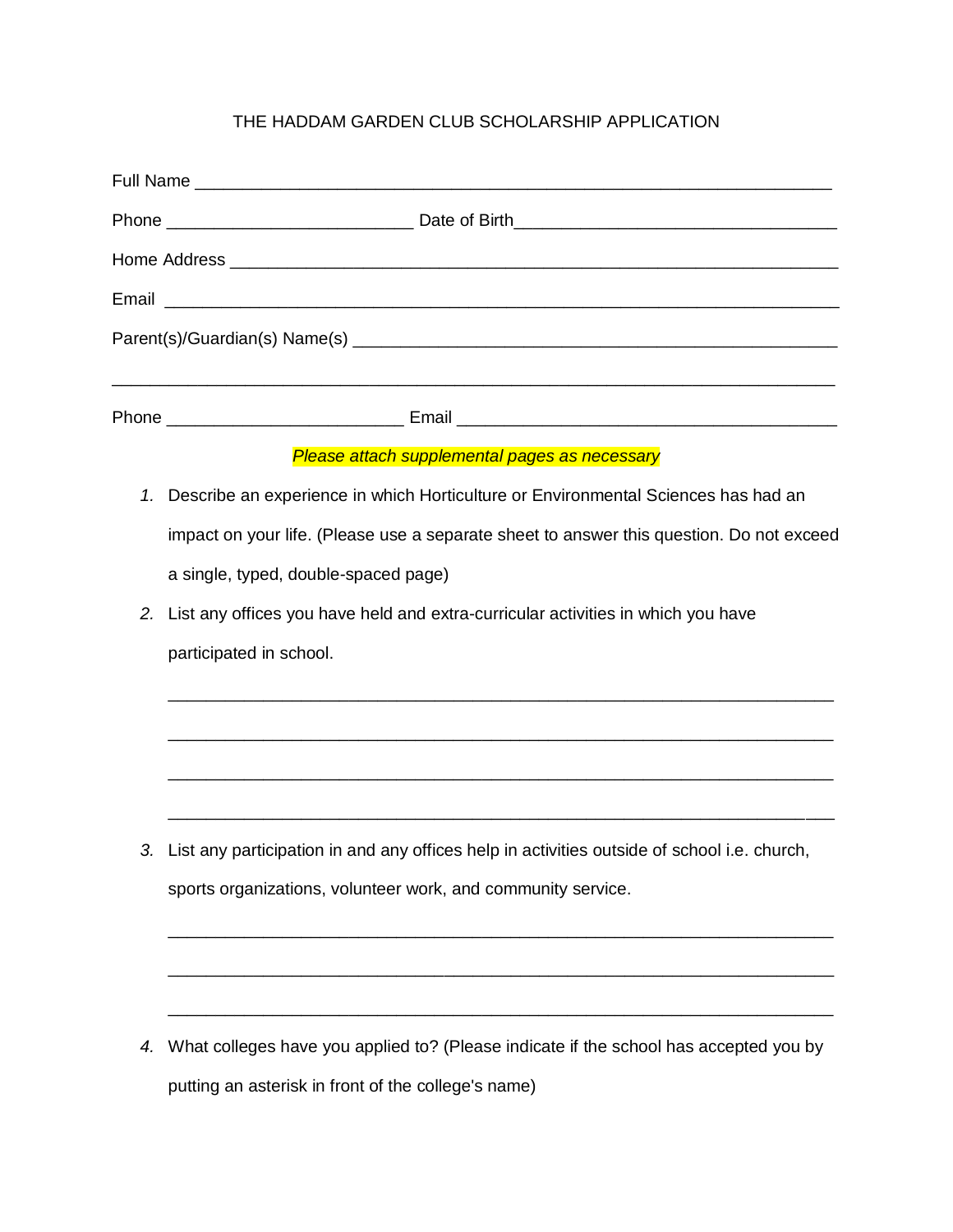# THE HADDAM GARDEN CLUB SCHOLARSHIP APPLICATION

Full Name ___________________________________________________________

Phone ________________________ Date of Birth_____________________________

Home Address _________________________________________________________

Email _______________________________________________________________

Parent(s)/Guardian(s) Name(s) ____________________________________________

_____________________________________________________________________

Phone _______________________ Email ___________________________________

*Please attach supplemental pages as necessary*

1. Describe an experience in which Horticulture or Environmental Sciences has had an impact on your life. (Please use a separate sheet to answer this question. Do not exceed a single, typed, double-spaced page)

2. List any offices you have held and extra-curricular activities in which you have participated in school.

   _______________________________________________________________

   _______________________________________________________________

   _______________________________________________________________

   _______________________________________________________________

3. List any participation in and any offices help in activities outside of school i.e. church, sports organizations, volunteer work, and community service.

   _______________________________________________________________

   _______________________________________________________________

   _______________________________________________________________

4. What colleges have you applied to? (Please indicate if the school has accepted you by putting an asterisk in front of the college's name)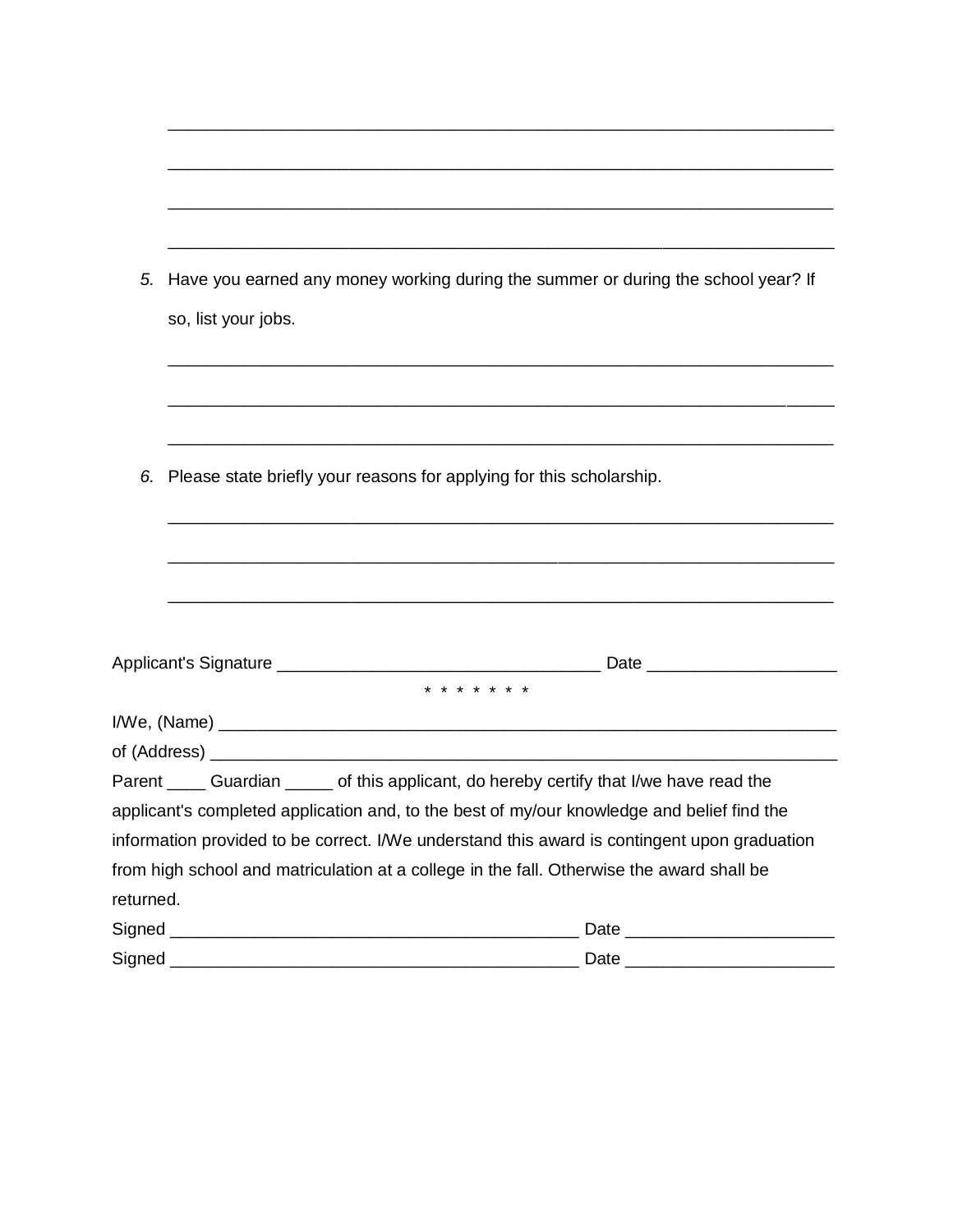___________________________________________________________________

___________________________________________________________________

___________________________________________________________________

___________________________________________________________________

5. Have you earned any money working during the summer or during the school year? If so, list your jobs.

___________________________________________________________________

___________________________________________________________________

___________________________________________________________________

6. Please state briefly your reasons for applying for this scholarship.

___________________________________________________________________

___________________________________________________________________

___________________________________________________________________

Applicant's Signature _________________________________ Date ___________________

* * * * * * *

I/We, (Name) ________________________________________________________________

of (Address) _________________________________________________________________

Parent ____ Guardian _____ of this applicant, do hereby certify that I/we have read the applicant's completed application and, to the best of my/our knowledge and belief find the information provided to be correct. I/We understand this award is contingent upon graduation from high school and matriculation at a college in the fall. Otherwise the award shall be returned.

Signed ________________________________________ Date _____________________

Signed ________________________________________ Date _____________________